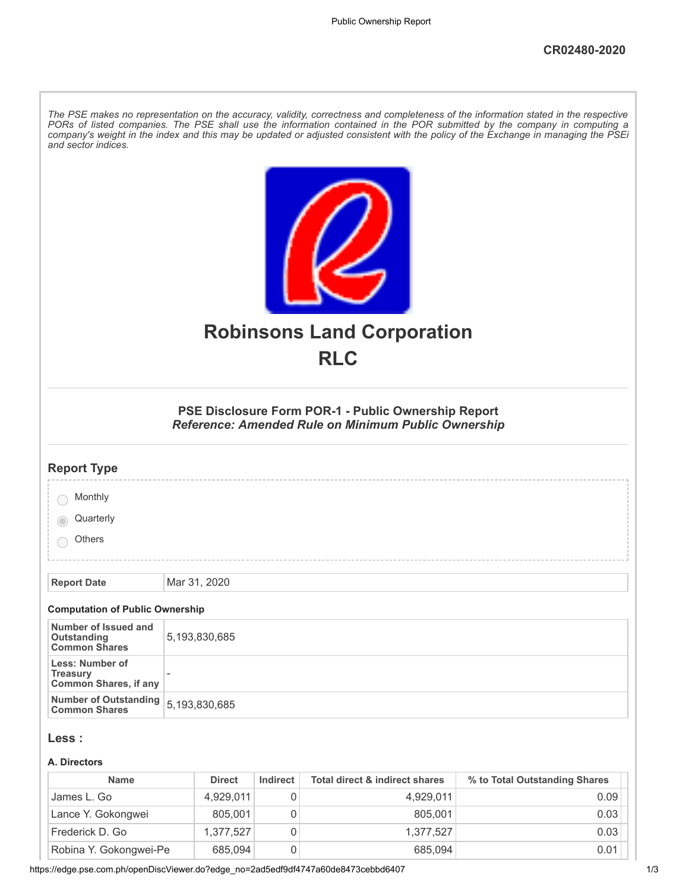CR02480-2020

*The PSE makes no representation on the accuracy, validity, correctness and completeness of the information stated in the respective PORs of listed companies. The PSE shall use the information contained in the POR submitted by the company in computing a company's weight in the index and this may be updated or adjusted consistent with the policy of the Exchange in managing the PSEi and sector indices.*

# Robinsons Land Corporation

# RLC

### PSE Disclosure Form POR-1 - Public Ownership Report

***Reference: Amended Rule on Minimum Public Ownership***

## Report Type

- Monthly
- Quarterly (selected)
- Others

| Report Date | Mar 31, 2020 |
|---|---|

#### Computation of Public Ownership

| | |
|---|---|
| **Number of Issued and Outstanding Common Shares** | 5,193,830,685 |
| **Less: Number of Treasury Common Shares, if any** | - |
| **Number of Outstanding Common Shares** | 5,193,830,685 |

## Less :

#### A. Directors

| Name | Direct | Indirect | Total direct & indirect shares | % to Total Outstanding Shares |
|---|---|---|---|---|
| James L. Go | 4,929,011 | 0 | 4,929,011 | 0.09 |
| Lance Y. Gokongwei | 805,001 | 0 | 805,001 | 0.03 |
| Frederick D. Go | 1,377,527 | 0 | 1,377,527 | 0.03 |
| Robina Y. Gokongwei-Pe | 685,094 | 0 | 685,094 | 0.01 |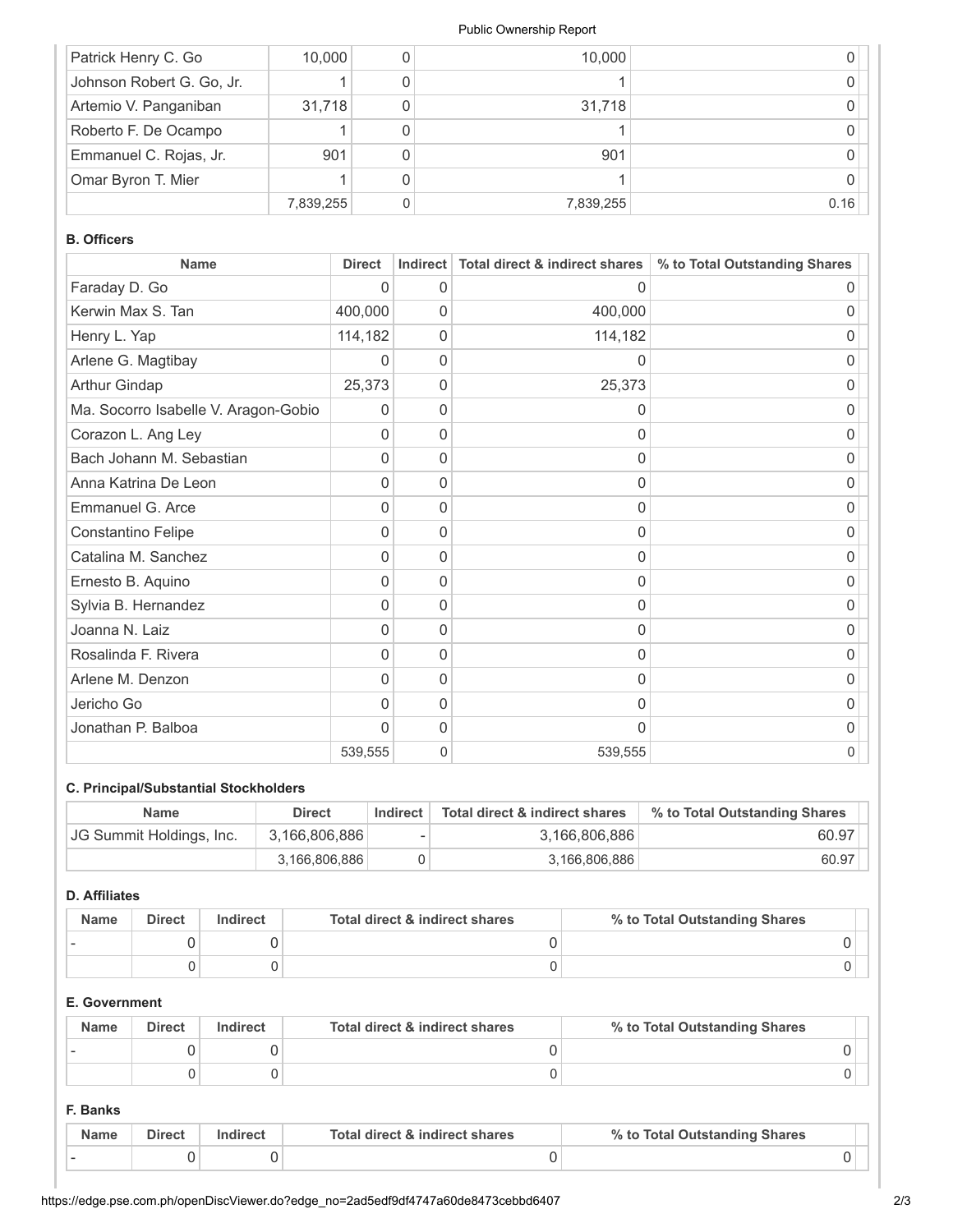| | | | | |
|---|---|---|---|---|
| Patrick Henry C. Go | 10,000 | 0 | 10,000 | 0 |
| Johnson Robert G. Go, Jr. | 1 | 0 | 1 | 0 |
| Artemio V. Panganiban | 31,718 | 0 | 31,718 | 0 |
| Roberto F. De Ocampo | 1 | 0 | 1 | 0 |
| Emmanuel C. Rojas, Jr. | 901 | 0 | 901 | 0 |
| Omar Byron T. Mier | 1 | 0 | 1 | 0 |
| | 7,839,255 | 0 | 7,839,255 | 0.16 |

**B. Officers**

| Name | Direct | Indirect | Total direct & indirect shares | % to Total Outstanding Shares |
|---|---|---|---|---|
| Faraday D. Go | 0 | 0 | 0 | 0 |
| Kerwin Max S. Tan | 400,000 | 0 | 400,000 | 0 |
| Henry L. Yap | 114,182 | 0 | 114,182 | 0 |
| Arlene G. Magtibay | 0 | 0 | 0 | 0 |
| Arthur Gindap | 25,373 | 0 | 25,373 | 0 |
| Ma. Socorro Isabelle V. Aragon-Gobio | 0 | 0 | 0 | 0 |
| Corazon L. Ang Ley | 0 | 0 | 0 | 0 |
| Bach Johann M. Sebastian | 0 | 0 | 0 | 0 |
| Anna Katrina De Leon | 0 | 0 | 0 | 0 |
| Emmanuel G. Arce | 0 | 0 | 0 | 0 |
| Constantino Felipe | 0 | 0 | 0 | 0 |
| Catalina M. Sanchez | 0 | 0 | 0 | 0 |
| Ernesto B. Aquino | 0 | 0 | 0 | 0 |
| Sylvia B. Hernandez | 0 | 0 | 0 | 0 |
| Joanna N. Laiz | 0 | 0 | 0 | 0 |
| Rosalinda F. Rivera | 0 | 0 | 0 | 0 |
| Arlene M. Denzon | 0 | 0 | 0 | 0 |
| Jericho Go | 0 | 0 | 0 | 0 |
| Jonathan P. Balboa | 0 | 0 | 0 | 0 |
| | 539,555 | 0 | 539,555 | 0 |

**C. Principal/Substantial Stockholders**

| Name | Direct | Indirect | Total direct & indirect shares | % to Total Outstanding Shares |
|---|---|---|---|---|
| JG Summit Holdings, Inc. | 3,166,806,886 | - | 3,166,806,886 | 60.97 |
| | 3,166,806,886 | 0 | 3,166,806,886 | 60.97 |

**D. Affiliates**

| Name | Direct | Indirect | Total direct & indirect shares | % to Total Outstanding Shares |
|---|---|---|---|---|
| - | 0 | 0 | 0 | 0 |
| | 0 | 0 | 0 | 0 |

**E. Government**

| Name | Direct | Indirect | Total direct & indirect shares | % to Total Outstanding Shares |
|---|---|---|---|---|
| - | 0 | 0 | 0 | 0 |
| | 0 | 0 | 0 | 0 |

**F. Banks**

| Name | Direct | Indirect | Total direct & indirect shares | % to Total Outstanding Shares |
|---|---|---|---|---|
| - | 0 | 0 | 0 | 0 |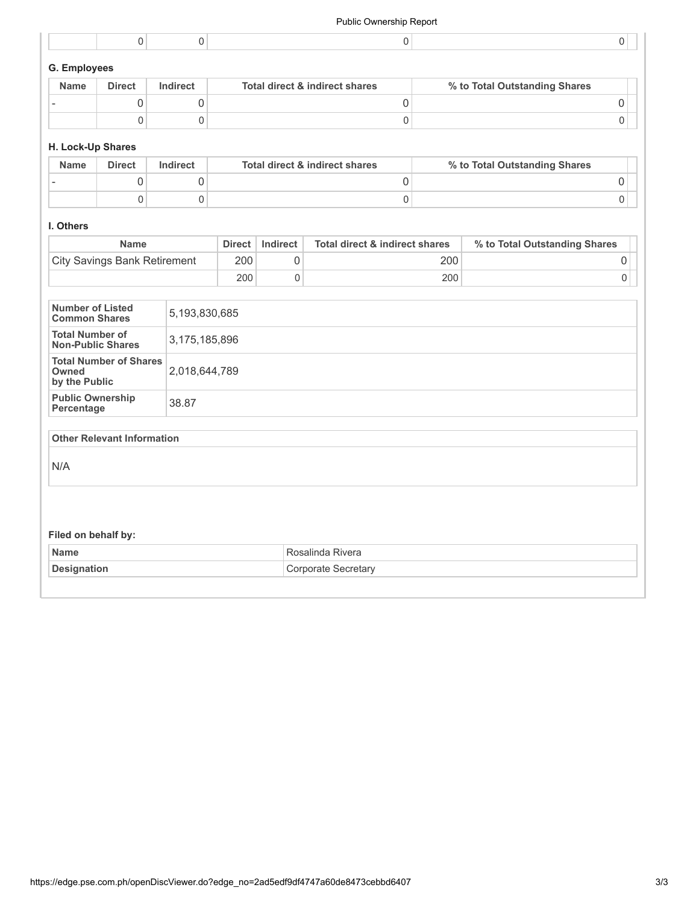| | | | | |
|---|---|---|---|---|
| | 0 | 0 | 0 | 0 |

### G. Employees

| Name | Direct | Indirect | Total direct & indirect shares | % to Total Outstanding Shares |
|---|---|---|---|---|
| - | 0 | 0 | 0 | 0 |
| | 0 | 0 | 0 | 0 |

### H. Lock-Up Shares

| Name | Direct | Indirect | Total direct & indirect shares | % to Total Outstanding Shares |
|---|---|---|---|---|
| - | 0 | 0 | 0 | 0 |
| | 0 | 0 | 0 | 0 |

### I. Others

| Name | Direct | Indirect | Total direct & indirect shares | % to Total Outstanding Shares |
|---|---|---|---|---|
| City Savings Bank Retirement | 200 | 0 | 200 | 0 |
| | 200 | 0 | 200 | 0 |

| | |
|---|---|
| **Number of Listed Common Shares** | 5,193,830,685 |
| **Total Number of Non-Public Shares** | 3,175,185,896 |
| **Total Number of Shares Owned by the Public** | 2,018,644,789 |
| **Public Ownership Percentage** | 38.87 |

**Other Relevant Information**

N/A

**Filed on behalf by:**

| | |
|---|---|
| **Name** | Rosalinda Rivera |
| **Designation** | Corporate Secretary |